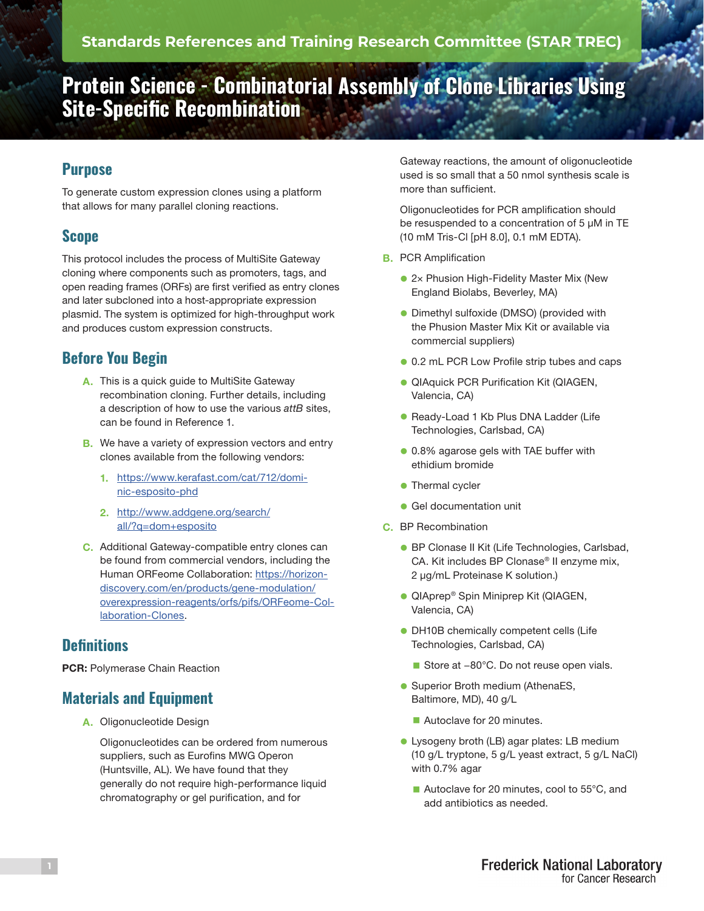Standards References and Training Research Committee (STAR TREC)

# Protein Science - Combinatorial Assembly of Clone Libraries Using Site-Specific Recombination

## Purpose

To generate custom expression clones using a platform that allows for many parallel cloning reactions.

## Scope

This protocol includes the process of MultiSite Gateway cloning where components such as promoters, tags, and open reading frames (ORFs) are first verified as entry clones and later subcloned into a host-appropriate expression plasmid. The system is optimized for high-throughput work and produces custom expression constructs.

## Before You Begin

A. This is a quick guide to MultiSite Gateway recombination cloning. Further details, including a description of how to use the various *attB* sites, can be found in Reference 1.

B. We have a variety of expression vectors and entry clones available from the following vendors:

   1. https://www.kerafast.com/cat/712/dominic-esposito-phd
   2. http://www.addgene.org/search/all/?q=dom+esposito

C. Additional Gateway-compatible entry clones can be found from commercial vendors, including the Human ORFeome Collaboration: https://horizondiscovery.com/en/products/gene-modulation/overexpression-reagents/orfs/pifs/ORFeome-Collaboration-Clones.

## Definitions

**PCR:** Polymerase Chain Reaction

## Materials and Equipment

A. Oligonucleotide Design

   Oligonucleotides can be ordered from numerous suppliers, such as Eurofins MWG Operon (Huntsville, AL). We have found that they generally do not require high-performance liquid chromatography or gel purification, and for Gateway reactions, the amount of oligonucleotide used is so small that a 50 nmol synthesis scale is more than sufficient.

   Oligonucleotides for PCR amplification should be resuspended to a concentration of 5 μM in TE (10 mM Tris-Cl [pH 8.0], 0.1 mM EDTA).

B. PCR Amplification

   - 2× Phusion High-Fidelity Master Mix (New England Biolabs, Beverley, MA)
   - Dimethyl sulfoxide (DMSO) (provided with the Phusion Master Mix Kit or available via commercial suppliers)
   - 0.2 mL PCR Low Profile strip tubes and caps
   - QIAquick PCR Purification Kit (QIAGEN, Valencia, CA)
   - Ready-Load 1 Kb Plus DNA Ladder (Life Technologies, Carlsbad, CA)
   - 0.8% agarose gels with TAE buffer with ethidium bromide
   - Thermal cycler
   - Gel documentation unit

C. BP Recombination

   - BP Clonase II Kit (Life Technologies, Carlsbad, CA. Kit includes BP Clonase® II enzyme mix, 2 μg/mL Proteinase K solution.)
   - QIAprep® Spin Miniprep Kit (QIAGEN, Valencia, CA)
   - DH10B chemically competent cells (Life Technologies, Carlsbad, CA)
     - Store at −80°C. Do not reuse open vials.
   - Superior Broth medium (AthenaES, Baltimore, MD), 40 g/L
     - Autoclave for 20 minutes.
   - Lysogeny broth (LB) agar plates: LB medium (10 g/L tryptone, 5 g/L yeast extract, 5 g/L NaCl) with 0.7% agar
     - Autoclave for 20 minutes, cool to 55°C, and add antibiotics as needed.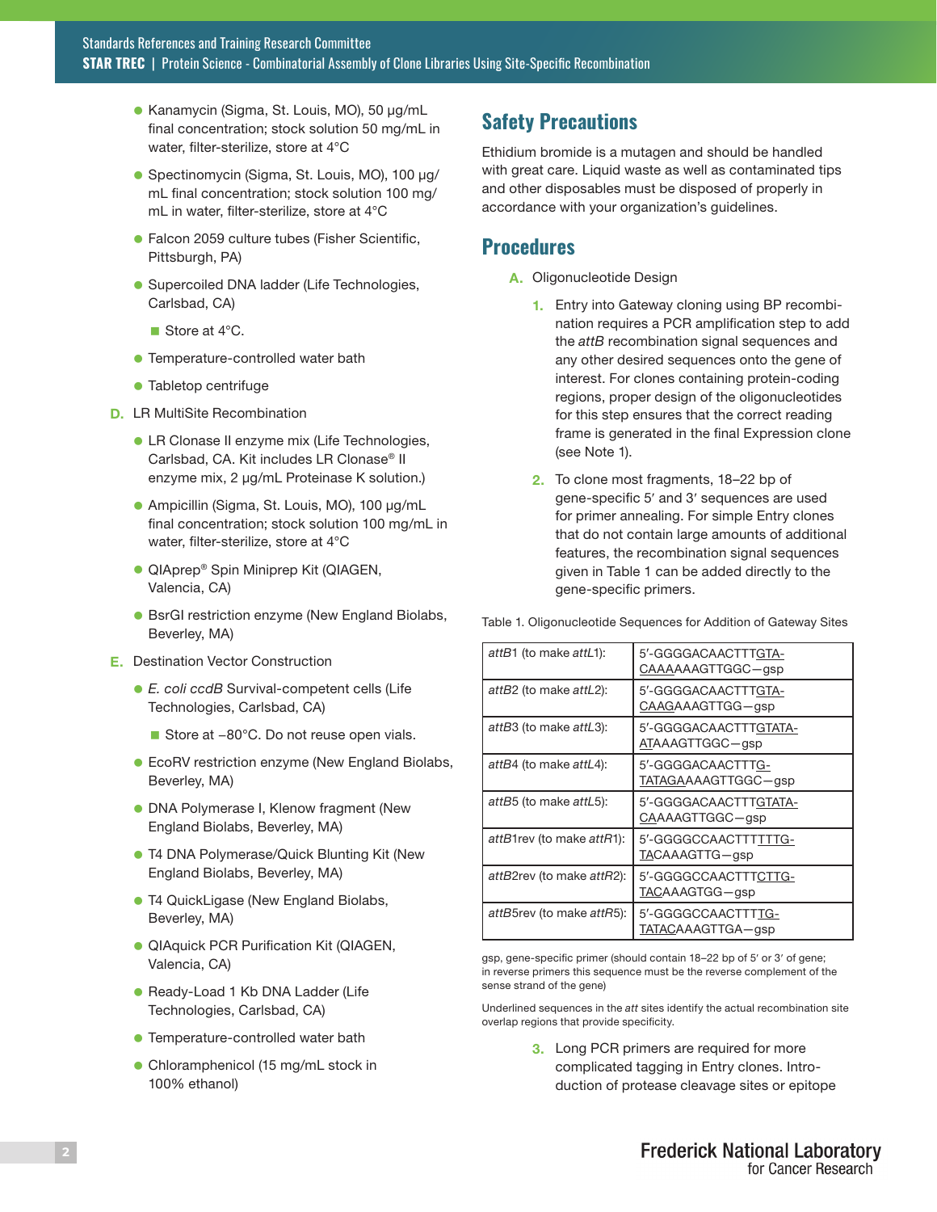- Kanamycin (Sigma, St. Louis, MO), 50 µg/mL final concentration; stock solution 50 mg/mL in water, filter-sterilize, store at 4°C
- Spectinomycin (Sigma, St. Louis, MO), 100 µg/mL final concentration; stock solution 100 mg/mL in water, filter-sterilize, store at 4°C
- Falcon 2059 culture tubes (Fisher Scientific, Pittsburgh, PA)
- Supercoiled DNA ladder (Life Technologies, Carlsbad, CA)
  - Store at 4°C.
- Temperature-controlled water bath
- Tabletop centrifuge

D. LR MultiSite Recombination

- LR Clonase II enzyme mix (Life Technologies, Carlsbad, CA. Kit includes LR Clonase® II enzyme mix, 2 µg/mL Proteinase K solution.)
- Ampicillin (Sigma, St. Louis, MO), 100 µg/mL final concentration; stock solution 100 mg/mL in water, filter-sterilize, store at 4°C
- QIAprep® Spin Miniprep Kit (QIAGEN, Valencia, CA)
- BsrGI restriction enzyme (New England Biolabs, Beverley, MA)

E. Destination Vector Construction

- *E. coli ccdB* Survival-competent cells (Life Technologies, Carlsbad, CA)
  - Store at −80°C. Do not reuse open vials.
- EcoRV restriction enzyme (New England Biolabs, Beverley, MA)
- DNA Polymerase I, Klenow fragment (New England Biolabs, Beverley, MA)
- T4 DNA Polymerase/Quick Blunting Kit (New England Biolabs, Beverley, MA)
- T4 QuickLigase (New England Biolabs, Beverley, MA)
- QIAquick PCR Purification Kit (QIAGEN, Valencia, CA)
- Ready-Load 1 Kb DNA Ladder (Life Technologies, Carlsbad, CA)
- Temperature-controlled water bath
- Chloramphenicol (15 mg/mL stock in 100% ethanol)

## Safety Precautions

Ethidium bromide is a mutagen and should be handled with great care. Liquid waste as well as contaminated tips and other disposables must be disposed of properly in accordance with your organization's guidelines.

## Procedures

A. Oligonucleotide Design

1. Entry into Gateway cloning using BP recombination requires a PCR amplification step to add the *attB* recombination signal sequences and any other desired sequences onto the gene of interest. For clones containing protein-coding regions, proper design of the oligonucleotides for this step ensures that the correct reading frame is generated in the final Expression clone (see Note 1).
2. To clone most fragments, 18–22 bp of gene-specific 5′ and 3′ sequences are used for primer annealing. For simple Entry clones that do not contain large amounts of additional features, the recombination signal sequences given in Table 1 can be added directly to the gene-specific primers.

Table 1. Oligonucleotide Sequences for Addition of Gateway Sites

| | |
|---|---|
| *attB*1 (to make *attL*1): | 5′-GGGGACAACTTTGTACAAAAAAGTTGGC—gsp |
| *attB*2 (to make *attL*2): | 5′-GGGGACAACTTTGTACAAGAAAGTTGG—gsp |
| *attB*3 (to make *attL*3): | 5′-GGGGACAACTTTGTATAATAAAGTTGGC—gsp |
| *attB*4 (to make *attL*4): | 5′-GGGGACAACTTTGTATAGAAAAGTTGGC—gsp |
| *attB*5 (to make *attL*5): | 5′-GGGGACAACTTTGTATACAAAAGTTGGC—gsp |
| *attB*1rev (to make *attR*1): | 5′-GGGGCCAACTTTTTTGTACAAAGTTG—gsp |
| *attB*2rev (to make *attR*2): | 5′-GGGGCCAACTTTCTTGTACAAAGTGG—gsp |
| *attB*5rev (to make *attR*5): | 5′-GGGGCCAACTTTTGTATACAAAGTTGA—gsp |

gsp, gene-specific primer (should contain 18–22 bp of 5′ or 3′ of gene; in reverse primers this sequence must be the reverse complement of the sense strand of the gene)

Underlined sequences in the *att* sites identify the actual recombination site overlap regions that provide specificity.

3. Long PCR primers are required for more complicated tagging in Entry clones. Introduction of protease cleavage sites or epitope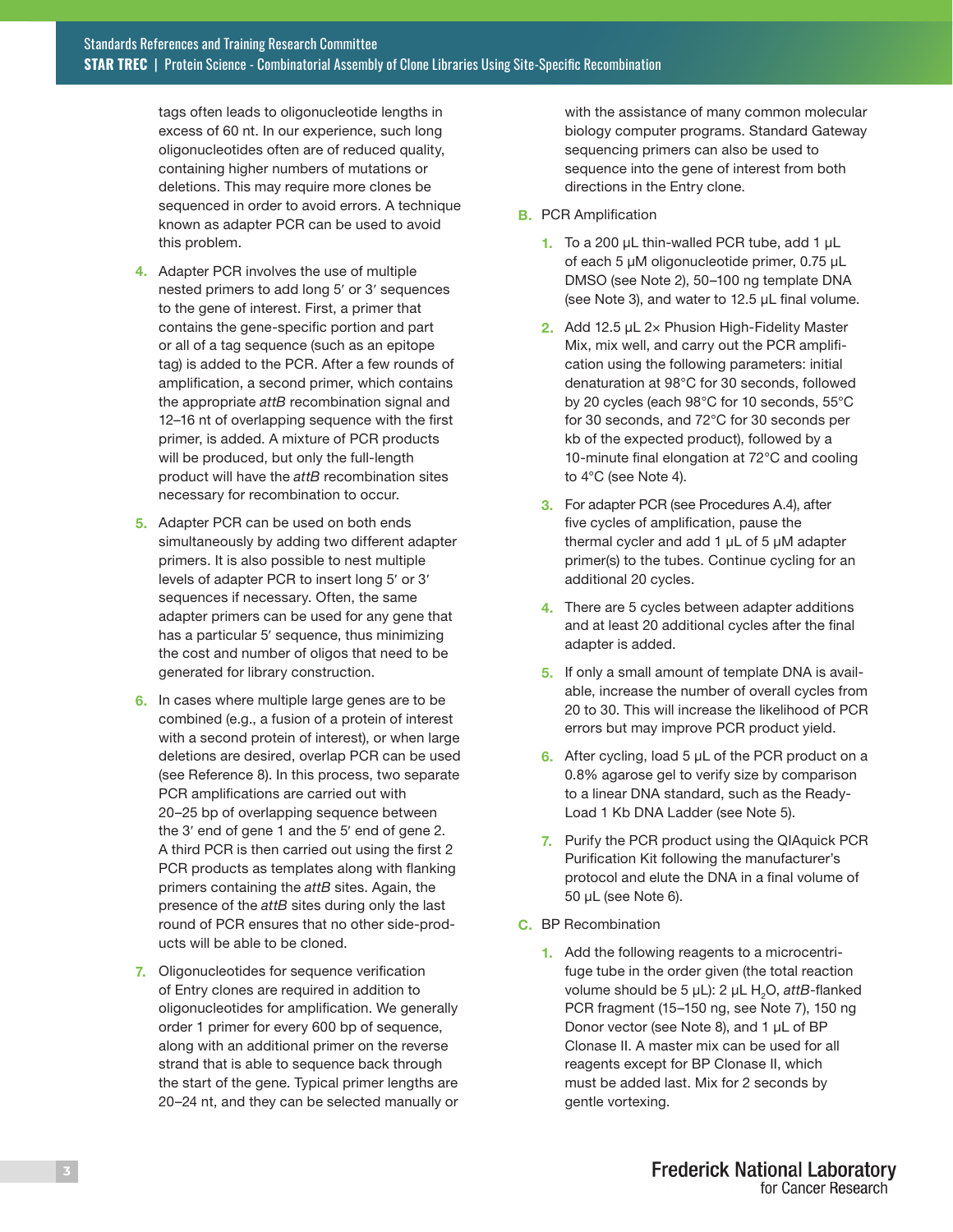tags often leads to oligonucleotide lengths in excess of 60 nt. In our experience, such long oligonucleotides often are of reduced quality, containing higher numbers of mutations or deletions. This may require more clones be sequenced in order to avoid errors. A technique known as adapter PCR can be used to avoid this problem.

4. Adapter PCR involves the use of multiple nested primers to add long 5′ or 3′ sequences to the gene of interest. First, a primer that contains the gene-specific portion and part or all of a tag sequence (such as an epitope tag) is added to the PCR. After a few rounds of amplification, a second primer, which contains the appropriate *attB* recombination signal and 12–16 nt of overlapping sequence with the first primer, is added. A mixture of PCR products will be produced, but only the full-length product will have the *attB* recombination sites necessary for recombination to occur.

5. Adapter PCR can be used on both ends simultaneously by adding two different adapter primers. It is also possible to nest multiple levels of adapter PCR to insert long 5′ or 3′ sequences if necessary. Often, the same adapter primers can be used for any gene that has a particular 5′ sequence, thus minimizing the cost and number of oligos that need to be generated for library construction.

6. In cases where multiple large genes are to be combined (e.g., a fusion of a protein of interest with a second protein of interest), or when large deletions are desired, overlap PCR can be used (see Reference 8). In this process, two separate PCR amplifications are carried out with 20–25 bp of overlapping sequence between the 3′ end of gene 1 and the 5′ end of gene 2. A third PCR is then carried out using the first 2 PCR products as templates along with flanking primers containing the *attB* sites. Again, the presence of the *attB* sites during only the last round of PCR ensures that no other side-products will be able to be cloned.

7. Oligonucleotides for sequence verification of Entry clones are required in addition to oligonucleotides for amplification. We generally order 1 primer for every 600 bp of sequence, along with an additional primer on the reverse strand that is able to sequence back through the start of the gene. Typical primer lengths are 20–24 nt, and they can be selected manually or with the assistance of many common molecular biology computer programs. Standard Gateway sequencing primers can also be used to sequence into the gene of interest from both directions in the Entry clone.

**B.** PCR Amplification

1. To a 200 µL thin-walled PCR tube, add 1 µL of each 5 µM oligonucleotide primer, 0.75 µL DMSO (see Note 2), 50–100 ng template DNA (see Note 3), and water to 12.5 µL final volume.

2. Add 12.5 µL 2× Phusion High-Fidelity Master Mix, mix well, and carry out the PCR amplification using the following parameters: initial denaturation at 98°C for 30 seconds, followed by 20 cycles (each 98°C for 10 seconds, 55°C for 30 seconds, and 72°C for 30 seconds per kb of the expected product), followed by a 10-minute final elongation at 72°C and cooling to 4°C (see Note 4).

3. For adapter PCR (see Procedures A.4), after five cycles of amplification, pause the thermal cycler and add 1 µL of 5 µM adapter primer(s) to the tubes. Continue cycling for an additional 20 cycles.

4. There are 5 cycles between adapter additions and at least 20 additional cycles after the final adapter is added.

5. If only a small amount of template DNA is available, increase the number of overall cycles from 20 to 30. This will increase the likelihood of PCR errors but may improve PCR product yield.

6. After cycling, load 5 µL of the PCR product on a 0.8% agarose gel to verify size by comparison to a linear DNA standard, such as the Ready-Load 1 Kb DNA Ladder (see Note 5).

7. Purify the PCR product using the QIAquick PCR Purification Kit following the manufacturer's protocol and elute the DNA in a final volume of 50 µL (see Note 6).

**C.** BP Recombination

1. Add the following reagents to a microcentrifuge tube in the order given (the total reaction volume should be 5 µL): 2 µL $H_2O$, *attB*-flanked PCR fragment (15–150 ng, see Note 7), 150 ng Donor vector (see Note 8), and 1 µL of BP Clonase II. A master mix can be used for all reagents except for BP Clonase II, which must be added last. Mix for 2 seconds by gentle vortexing.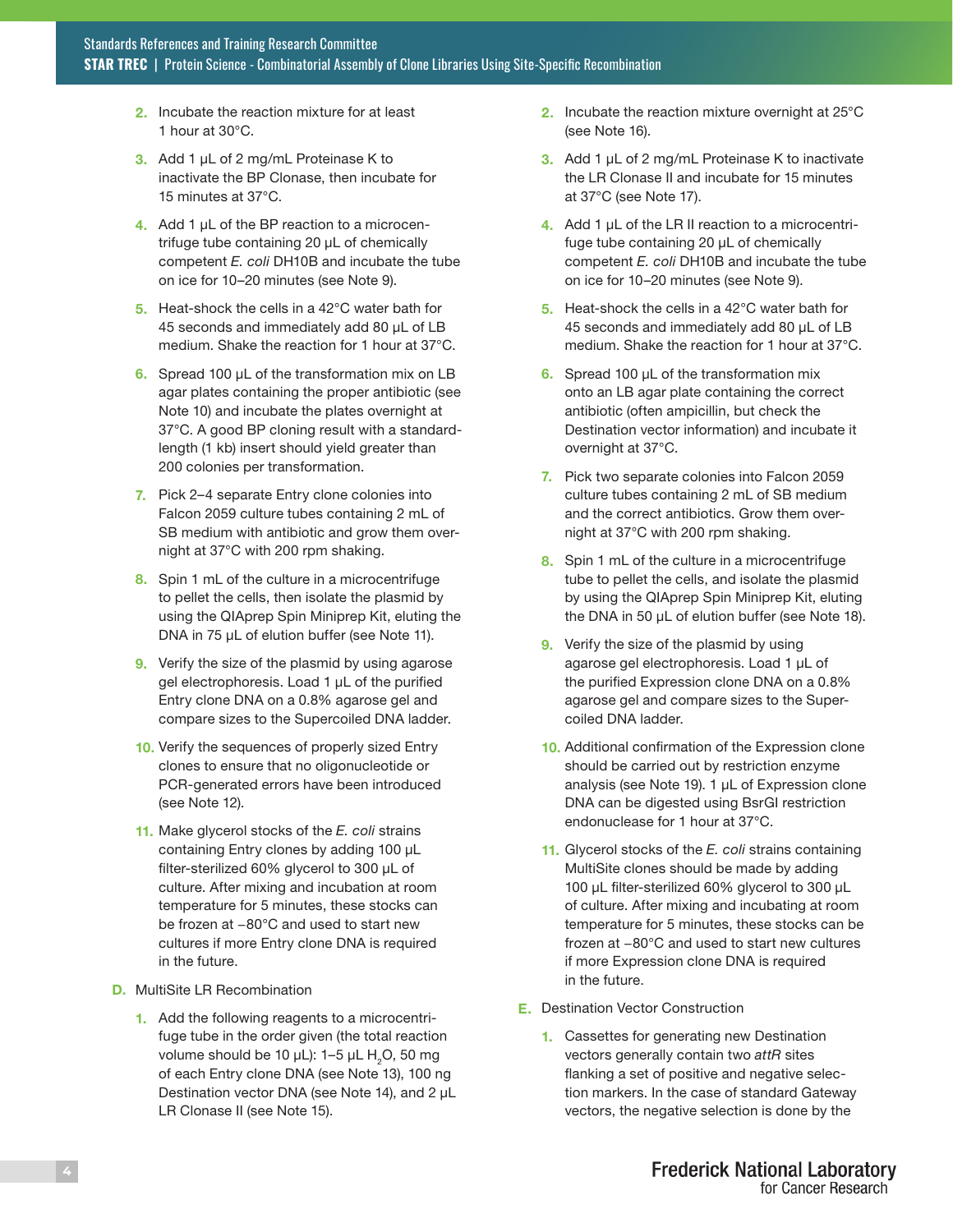2. Incubate the reaction mixture for at least 1 hour at 30°C.

3. Add 1 µL of 2 mg/mL Proteinase K to inactivate the BP Clonase, then incubate for 15 minutes at 37°C.

4. Add 1 µL of the BP reaction to a microcentrifuge tube containing 20 µL of chemically competent *E. coli* DH10B and incubate the tube on ice for 10–20 minutes (see Note 9).

5. Heat-shock the cells in a 42°C water bath for 45 seconds and immediately add 80 µL of LB medium. Shake the reaction for 1 hour at 37°C.

6. Spread 100 µL of the transformation mix on LB agar plates containing the proper antibiotic (see Note 10) and incubate the plates overnight at 37°C. A good BP cloning result with a standard-length (1 kb) insert should yield greater than 200 colonies per transformation.

7. Pick 2–4 separate Entry clone colonies into Falcon 2059 culture tubes containing 2 mL of SB medium with antibiotic and grow them overnight at 37°C with 200 rpm shaking.

8. Spin 1 mL of the culture in a microcentrifuge to pellet the cells, then isolate the plasmid by using the QIAprep Spin Miniprep Kit, eluting the DNA in 75 µL of elution buffer (see Note 11).

9. Verify the size of the plasmid by using agarose gel electrophoresis. Load 1 µL of the purified Entry clone DNA on a 0.8% agarose gel and compare sizes to the Supercoiled DNA ladder.

10. Verify the sequences of properly sized Entry clones to ensure that no oligonucleotide or PCR-generated errors have been introduced (see Note 12).

11. Make glycerol stocks of the *E. coli* strains containing Entry clones by adding 100 µL filter-sterilized 60% glycerol to 300 µL of culture. After mixing and incubation at room temperature for 5 minutes, these stocks can be frozen at −80°C and used to start new cultures if more Entry clone DNA is required in the future.

## D. MultiSite LR Recombination

1. Add the following reagents to a microcentrifuge tube in the order given (the total reaction volume should be 10 µL): 1–5 µL $H_2O$, 50 mg of each Entry clone DNA (see Note 13), 100 ng Destination vector DNA (see Note 14), and 2 µL LR Clonase II (see Note 15).

2. Incubate the reaction mixture overnight at 25°C (see Note 16).

3. Add 1 µL of 2 mg/mL Proteinase K to inactivate the LR Clonase II and incubate for 15 minutes at 37°C (see Note 17).

4. Add 1 µL of the LR II reaction to a microcentrifuge tube containing 20 µL of chemically competent *E. coli* DH10B and incubate the tube on ice for 10–20 minutes (see Note 9).

5. Heat-shock the cells in a 42°C water bath for 45 seconds and immediately add 80 µL of LB medium. Shake the reaction for 1 hour at 37°C.

6. Spread 100 µL of the transformation mix onto an LB agar plate containing the correct antibiotic (often ampicillin, but check the Destination vector information) and incubate it overnight at 37°C.

7. Pick two separate colonies into Falcon 2059 culture tubes containing 2 mL of SB medium and the correct antibiotics. Grow them overnight at 37°C with 200 rpm shaking.

8. Spin 1 mL of the culture in a microcentrifuge tube to pellet the cells, and isolate the plasmid by using the QIAprep Spin Miniprep Kit, eluting the DNA in 50 µL of elution buffer (see Note 18).

9. Verify the size of the plasmid by using agarose gel electrophoresis. Load 1 µL of the purified Expression clone DNA on a 0.8% agarose gel and compare sizes to the Supercoiled DNA ladder.

10. Additional confirmation of the Expression clone should be carried out by restriction enzyme analysis (see Note 19). 1 µL of Expression clone DNA can be digested using BsrGI restriction endonuclease for 1 hour at 37°C.

11. Glycerol stocks of the *E. coli* strains containing MultiSite clones should be made by adding 100 µL filter-sterilized 60% glycerol to 300 µL of culture. After mixing and incubating at room temperature for 5 minutes, these stocks can be frozen at −80°C and used to start new cultures if more Expression clone DNA is required in the future.

## E. Destination Vector Construction

1. Cassettes for generating new Destination vectors generally contain two *attR* sites flanking a set of positive and negative selection markers. In the case of standard Gateway vectors, the negative selection is done by the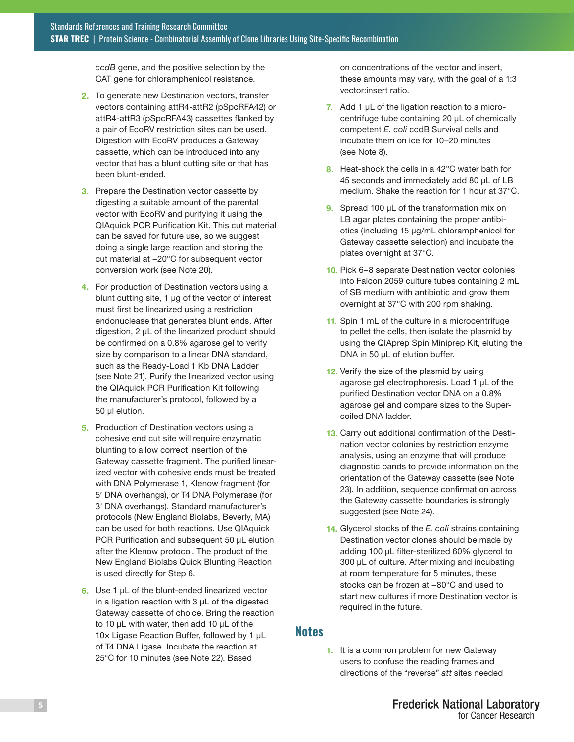*ccdB* gene, and the positive selection by the CAT gene for chloramphenicol resistance.

2. To generate new Destination vectors, transfer vectors containing attR4-attR2 (pSpcRFA42) or attR4-attR3 (pSpcRFA43) cassettes flanked by a pair of EcoRV restriction sites can be used. Digestion with EcoRV produces a Gateway cassette, which can be introduced into any vector that has a blunt cutting site or that has been blunt-ended.

3. Prepare the Destination vector cassette by digesting a suitable amount of the parental vector with EcoRV and purifying it using the QIAquick PCR Purification Kit. This cut material can be saved for future use, so we suggest doing a single large reaction and storing the cut material at –20°C for subsequent vector conversion work (see Note 20).

4. For production of Destination vectors using a blunt cutting site, 1 µg of the vector of interest must first be linearized using a restriction endonuclease that generates blunt ends. After digestion, 2 µL of the linearized product should be confirmed on a 0.8% agarose gel to verify size by comparison to a linear DNA standard, such as the Ready-Load 1 Kb DNA Ladder (see Note 21). Purify the linearized vector using the QIAquick PCR Purification Kit following the manufacturer's protocol, followed by a 50 µl elution.

5. Production of Destination vectors using a cohesive end cut site will require enzymatic blunting to allow correct insertion of the Gateway cassette fragment. The purified linearized vector with cohesive ends must be treated with DNA Polymerase 1, Klenow fragment (for 5′ DNA overhangs), or T4 DNA Polymerase (for 3′ DNA overhangs). Standard manufacturer's protocols (New England Biolabs, Beverly, MA) can be used for both reactions. Use QIAquick PCR Purification and subsequent 50 µL elution after the Klenow protocol. The product of the New England Biolabs Quick Blunting Reaction is used directly for Step 6.

6. Use 1 µL of the blunt-ended linearized vector in a ligation reaction with 3 µL of the digested Gateway cassette of choice. Bring the reaction to 10 µL with water, then add 10 µL of the 10× Ligase Reaction Buffer, followed by 1 µL of T4 DNA Ligase. Incubate the reaction at 25°C for 10 minutes (see Note 22). Based on concentrations of the vector and insert, these amounts may vary, with the goal of a 1:3 vector:insert ratio.

7. Add 1 µL of the ligation reaction to a microcentrifuge tube containing 20 µL of chemically competent *E. coli* ccdB Survival cells and incubate them on ice for 10–20 minutes (see Note 8).

8. Heat-shock the cells in a 42°C water bath for 45 seconds and immediately add 80 µL of LB medium. Shake the reaction for 1 hour at 37°C.

9. Spread 100 µL of the transformation mix on LB agar plates containing the proper antibiotics (including 15 µg/mL chloramphenicol for Gateway cassette selection) and incubate the plates overnight at 37°C.

10. Pick 6–8 separate Destination vector colonies into Falcon 2059 culture tubes containing 2 mL of SB medium with antibiotic and grow them overnight at 37°C with 200 rpm shaking.

11. Spin 1 mL of the culture in a microcentrifuge to pellet the cells, then isolate the plasmid by using the QIAprep Spin Miniprep Kit, eluting the DNA in 50 µL of elution buffer.

12. Verify the size of the plasmid by using agarose gel electrophoresis. Load 1 µL of the purified Destination vector DNA on a 0.8% agarose gel and compare sizes to the Supercoiled DNA ladder.

13. Carry out additional confirmation of the Destination vector colonies by restriction enzyme analysis, using an enzyme that will produce diagnostic bands to provide information on the orientation of the Gateway cassette (see Note 23). In addition, sequence confirmation across the Gateway cassette boundaries is strongly suggested (see Note 24).

14. Glycerol stocks of the *E. coli* strains containing Destination vector clones should be made by adding 100 µL filter-sterilized 60% glycerol to 300 µL of culture. After mixing and incubating at room temperature for 5 minutes, these stocks can be frozen at –80°C and used to start new cultures if more Destination vector is required in the future.

## Notes

1. It is a common problem for new Gateway users to confuse the reading frames and directions of the "reverse" *att* sites needed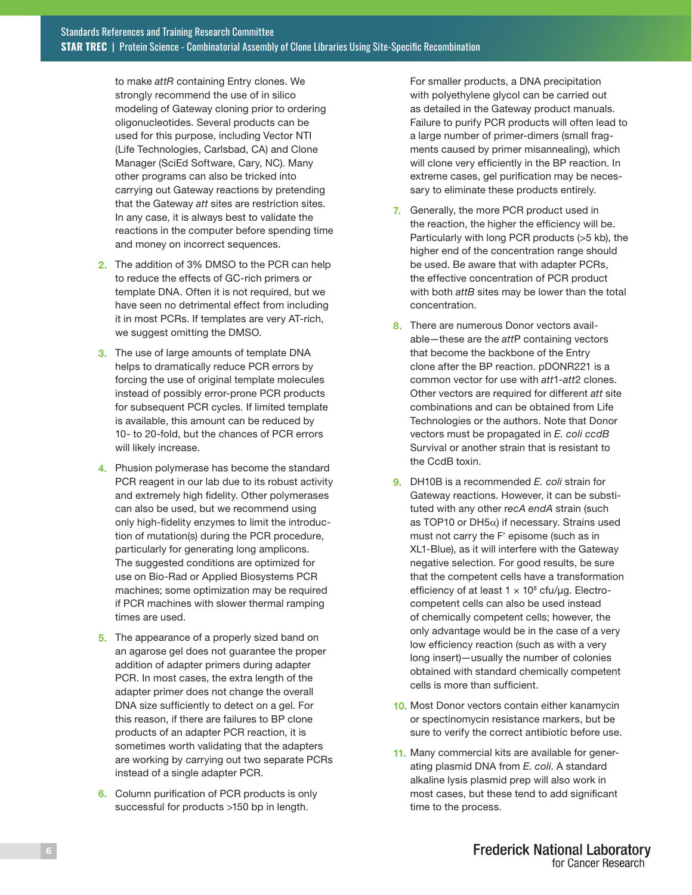to make *attR* containing Entry clones. We strongly recommend the use of in silico modeling of Gateway cloning prior to ordering oligonucleotides. Several products can be used for this purpose, including Vector NTI (Life Technologies, Carlsbad, CA) and Clone Manager (SciEd Software, Cary, NC). Many other programs can also be tricked into carrying out Gateway reactions by pretending that the Gateway *att* sites are restriction sites. In any case, it is always best to validate the reactions in the computer before spending time and money on incorrect sequences.

2. The addition of 3% DMSO to the PCR can help to reduce the effects of GC-rich primers or template DNA. Often it is not required, but we have seen no detrimental effect from including it in most PCRs. If templates are very AT-rich, we suggest omitting the DMSO.

3. The use of large amounts of template DNA helps to dramatically reduce PCR errors by forcing the use of original template molecules instead of possibly error-prone PCR products for subsequent PCR cycles. If limited template is available, this amount can be reduced by 10- to 20-fold, but the chances of PCR errors will likely increase.

4. Phusion polymerase has become the standard PCR reagent in our lab due to its robust activity and extremely high fidelity. Other polymerases can also be used, but we recommend using only high-fidelity enzymes to limit the introduction of mutation(s) during the PCR procedure, particularly for generating long amplicons. The suggested conditions are optimized for use on Bio-Rad or Applied Biosystems PCR machines; some optimization may be required if PCR machines with slower thermal ramping times are used.

5. The appearance of a properly sized band on an agarose gel does not guarantee the proper addition of adapter primers during adapter PCR. In most cases, the extra length of the adapter primer does not change the overall DNA size sufficiently to detect on a gel. For this reason, if there are failures to BP clone products of an adapter PCR reaction, it is sometimes worth validating that the adapters are working by carrying out two separate PCRs instead of a single adapter PCR.

6. Column purification of PCR products is only successful for products >150 bp in length. For smaller products, a DNA precipitation with polyethylene glycol can be carried out as detailed in the Gateway product manuals. Failure to purify PCR products will often lead to a large number of primer-dimers (small fragments caused by primer misannealing), which will clone very efficiently in the BP reaction. In extreme cases, gel purification may be necessary to eliminate these products entirely.

7. Generally, the more PCR product used in the reaction, the higher the efficiency will be. Particularly with long PCR products (>5 kb), the higher end of the concentration range should be used. Be aware that with adapter PCRs, the effective concentration of PCR product with both *attB* sites may be lower than the total concentration.

8. There are numerous Donor vectors available—these are the *att*P containing vectors that become the backbone of the Entry clone after the BP reaction. pDONR221 is a common vector for use with *att*1-*att*2 clones. Other vectors are required for different *att* site combinations and can be obtained from Life Technologies or the authors. Note that Donor vectors must be propagated in *E. coli ccdB* Survival or another strain that is resistant to the CcdB toxin.

9. DH10B is a recommended *E. coli* strain for Gateway reactions. However, it can be substituted with any other *recA endA* strain (such as TOP10 or DH5$\alpha$) if necessary. Strains used must not carry the F′ episome (such as in XL1-Blue), as it will interfere with the Gateway negative selection. For good results, be sure that the competent cells have a transformation efficiency of at least $1 \times 10^8$ cfu/µg. Electrocompetent cells can also be used instead of chemically competent cells; however, the only advantage would be in the case of a very low efficiency reaction (such as with a very long insert)—usually the number of colonies obtained with standard chemically competent cells is more than sufficient.

10. Most Donor vectors contain either kanamycin or spectinomycin resistance markers, but be sure to verify the correct antibiotic before use.

11. Many commercial kits are available for generating plasmid DNA from *E. coli*. A standard alkaline lysis plasmid prep will also work in most cases, but these tend to add significant time to the process.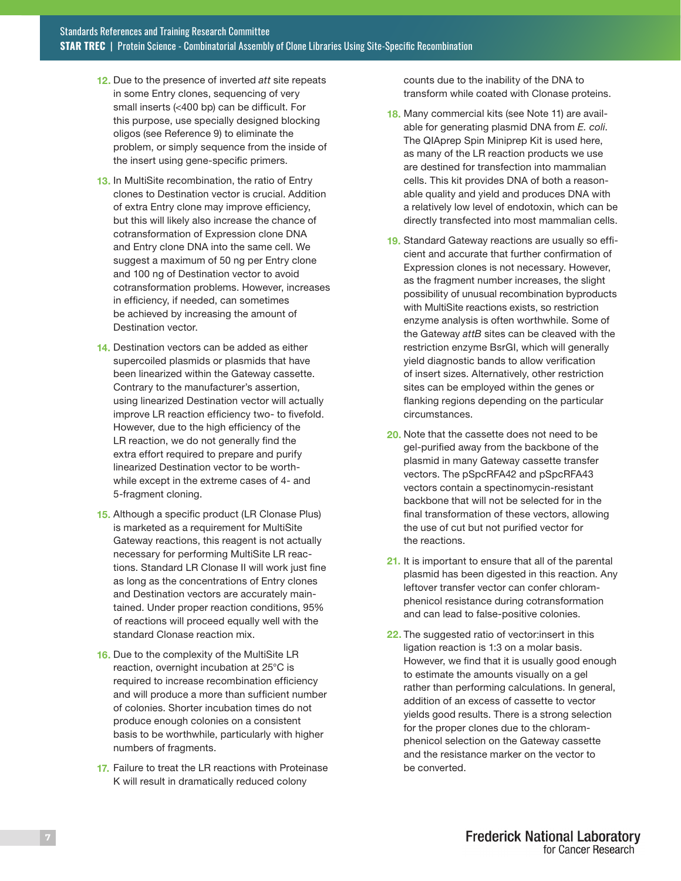12. Due to the presence of inverted *att* site repeats in some Entry clones, sequencing of very small inserts (<400 bp) can be difficult. For this purpose, use specially designed blocking oligos (see Reference 9) to eliminate the problem, or simply sequence from the inside of the insert using gene-specific primers.

13. In MultiSite recombination, the ratio of Entry clones to Destination vector is crucial. Addition of extra Entry clone may improve efficiency, but this will likely also increase the chance of cotransformation of Expression clone DNA and Entry clone DNA into the same cell. We suggest a maximum of 50 ng per Entry clone and 100 ng of Destination vector to avoid cotransformation problems. However, increases in efficiency, if needed, can sometimes be achieved by increasing the amount of Destination vector.

14. Destination vectors can be added as either supercoiled plasmids or plasmids that have been linearized within the Gateway cassette. Contrary to the manufacturer's assertion, using linearized Destination vector will actually improve LR reaction efficiency two- to fivefold. However, due to the high efficiency of the LR reaction, we do not generally find the extra effort required to prepare and purify linearized Destination vector to be worthwhile except in the extreme cases of 4- and 5-fragment cloning.

15. Although a specific product (LR Clonase Plus) is marketed as a requirement for MultiSite Gateway reactions, this reagent is not actually necessary for performing MultiSite LR reactions. Standard LR Clonase II will work just fine as long as the concentrations of Entry clones and Destination vectors are accurately maintained. Under proper reaction conditions, 95% of reactions will proceed equally well with the standard Clonase reaction mix.

16. Due to the complexity of the MultiSite LR reaction, overnight incubation at 25°C is required to increase recombination efficiency and will produce a more than sufficient number of colonies. Shorter incubation times do not produce enough colonies on a consistent basis to be worthwhile, particularly with higher numbers of fragments.

17. Failure to treat the LR reactions with Proteinase K will result in dramatically reduced colony counts due to the inability of the DNA to transform while coated with Clonase proteins.

18. Many commercial kits (see Note 11) are available for generating plasmid DNA from *E. coli*. The QIAprep Spin Miniprep Kit is used here, as many of the LR reaction products we use are destined for transfection into mammalian cells. This kit provides DNA of both a reasonable quality and yield and produces DNA with a relatively low level of endotoxin, which can be directly transfected into most mammalian cells.

19. Standard Gateway reactions are usually so efficient and accurate that further confirmation of Expression clones is not necessary. However, as the fragment number increases, the slight possibility of unusual recombination byproducts with MultiSite reactions exists, so restriction enzyme analysis is often worthwhile. Some of the Gateway *attB* sites can be cleaved with the restriction enzyme BsrGI, which will generally yield diagnostic bands to allow verification of insert sizes. Alternatively, other restriction sites can be employed within the genes or flanking regions depending on the particular circumstances.

20. Note that the cassette does not need to be gel-purified away from the backbone of the plasmid in many Gateway cassette transfer vectors. The pSpcRFA42 and pSpcRFA43 vectors contain a spectinomycin-resistant backbone that will not be selected for in the final transformation of these vectors, allowing the use of cut but not purified vector for the reactions.

21. It is important to ensure that all of the parental plasmid has been digested in this reaction. Any leftover transfer vector can confer chloramphenicol resistance during cotransformation and can lead to false-positive colonies.

22. The suggested ratio of vector:insert in this ligation reaction is 1:3 on a molar basis. However, we find that it is usually good enough to estimate the amounts visually on a gel rather than performing calculations. In general, addition of an excess of cassette to vector yields good results. There is a strong selection for the proper clones due to the chloramphenicol selection on the Gateway cassette and the resistance marker on the vector to be converted.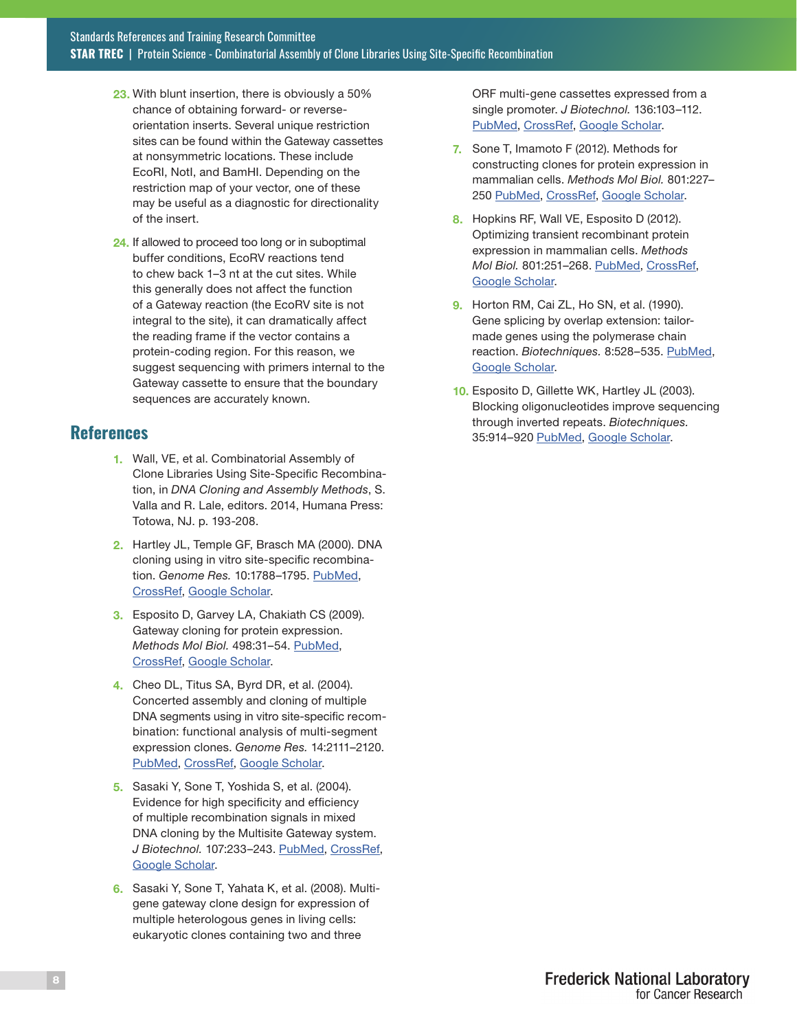23. With blunt insertion, there is obviously a 50% chance of obtaining forward- or reverse-orientation inserts. Several unique restriction sites can be found within the Gateway cassettes at nonsymmetric locations. These include EcoRI, NotI, and BamHI. Depending on the restriction map of your vector, one of these may be useful as a diagnostic for directionality of the insert.

24. If allowed to proceed too long or in suboptimal buffer conditions, EcoRV reactions tend to chew back 1–3 nt at the cut sites. While this generally does not affect the function of a Gateway reaction (the EcoRV site is not integral to the site), it can dramatically affect the reading frame if the vector contains a protein-coding region. For this reason, we suggest sequencing with primers internal to the Gateway cassette to ensure that the boundary sequences are accurately known.

## References

1. Wall, VE, et al. Combinatorial Assembly of Clone Libraries Using Site-Specific Recombination, in *DNA Cloning and Assembly Methods*, S. Valla and R. Lale, editors. 2014, Humana Press: Totowa, NJ. p. 193-208.

2. Hartley JL, Temple GF, Brasch MA (2000). DNA cloning using in vitro site-specific recombination. *Genome Res.* 10:1788–1795. PubMed, CrossRef, Google Scholar.

3. Esposito D, Garvey LA, Chakiath CS (2009). Gateway cloning for protein expression. *Methods Mol Biol.* 498:31–54. PubMed, CrossRef, Google Scholar.

4. Cheo DL, Titus SA, Byrd DR, et al. (2004). Concerted assembly and cloning of multiple DNA segments using in vitro site-specific recombination: functional analysis of multi-segment expression clones. *Genome Res.* 14:2111–2120. PubMed, CrossRef, Google Scholar.

5. Sasaki Y, Sone T, Yoshida S, et al. (2004). Evidence for high specificity and efficiency of multiple recombination signals in mixed DNA cloning by the Multisite Gateway system. *J Biotechnol.* 107:233–243. PubMed, CrossRef, Google Scholar.

6. Sasaki Y, Sone T, Yahata K, et al. (2008). Multi-gene gateway clone design for expression of multiple heterologous genes in living cells: eukaryotic clones containing two and three ORF multi-gene cassettes expressed from a single promoter. *J Biotechnol.* 136:103–112. PubMed, CrossRef, Google Scholar.

7. Sone T, Imamoto F (2012). Methods for constructing clones for protein expression in mammalian cells. *Methods Mol Biol.* 801:227–250 PubMed, CrossRef, Google Scholar.

8. Hopkins RF, Wall VE, Esposito D (2012). Optimizing transient recombinant protein expression in mammalian cells. *Methods Mol Biol.* 801:251–268. PubMed, CrossRef, Google Scholar.

9. Horton RM, Cai ZL, Ho SN, et al. (1990). Gene splicing by overlap extension: tailor-made genes using the polymerase chain reaction. *Biotechniques.* 8:528–535. PubMed, Google Scholar.

10. Esposito D, Gillette WK, Hartley JL (2003). Blocking oligonucleotides improve sequencing through inverted repeats. *Biotechniques.* 35:914–920 PubMed, Google Scholar.